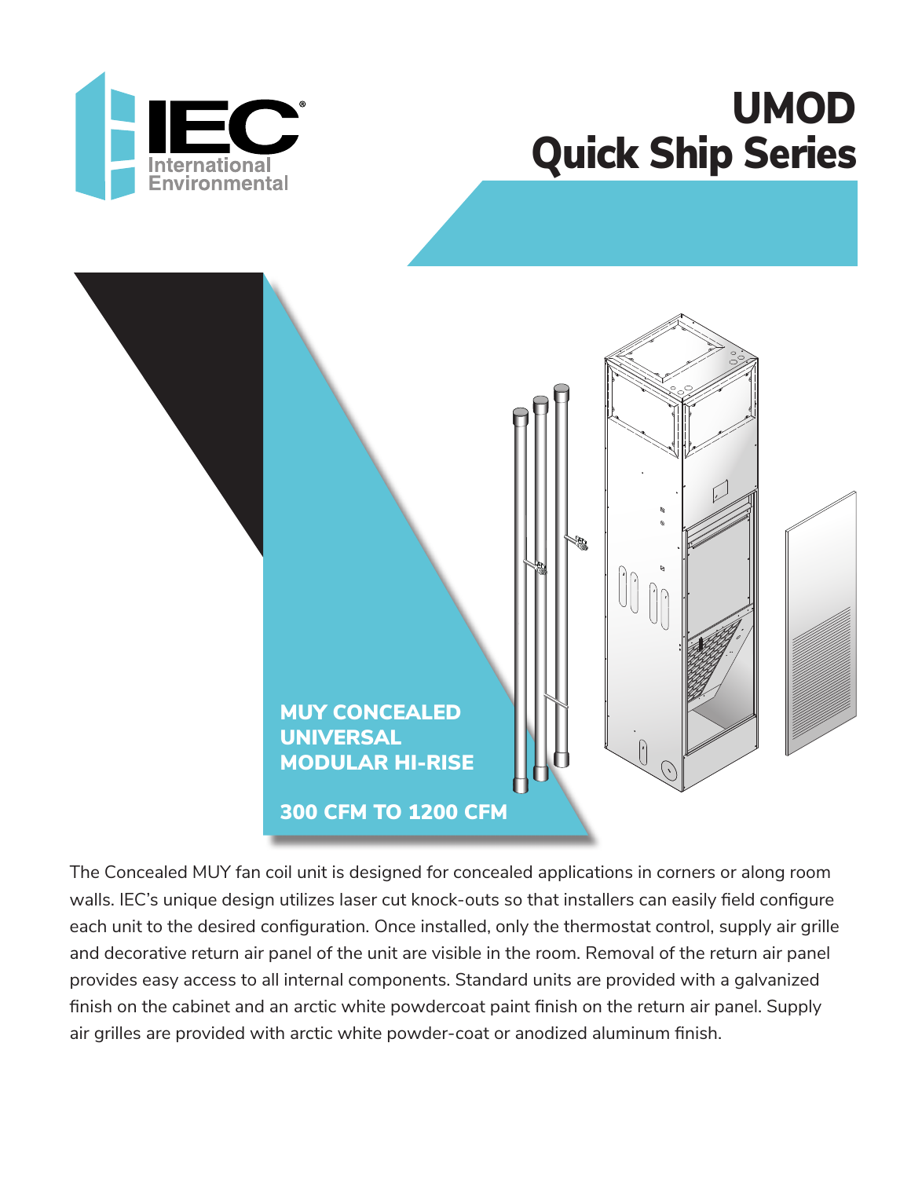IEC International Environmental

# UMOD Quick Ship Series

## MUY CONCEALED UNIVERSAL MODULAR HI-RISE

## 300 CFM TO 1200 CFM

The Concealed MUY fan coil unit is designed for concealed applications in corners or along room walls. IEC's unique design utilizes laser cut knock-outs so that installers can easily field configure each unit to the desired configuration. Once installed, only the thermostat control, supply air grille and decorative return air panel of the unit are visible in the room. Removal of the return air panel provides easy access to all internal components. Standard units are provided with a galvanized finish on the cabinet and an arctic white powdercoat paint finish on the return air panel. Supply air grilles are provided with arctic white powder-coat or anodized aluminum finish.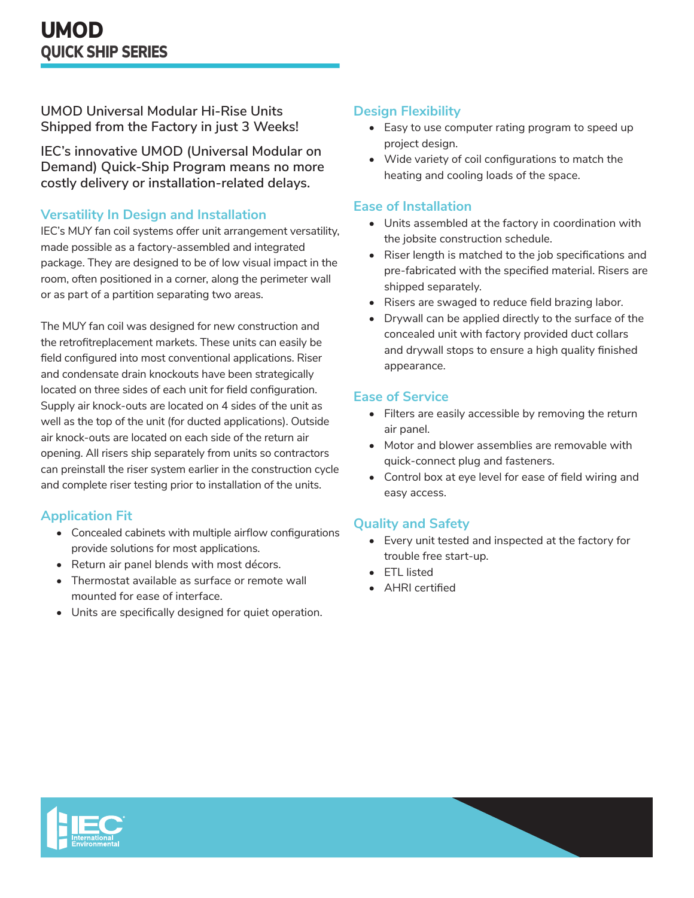# UMOD
## QUICK SHIP SERIES

UMOD Universal Modular Hi-Rise Units Shipped from the Factory in just 3 Weeks!

**IEC's innovative UMOD (Universal Modular on Demand) Quick-Ship Program means no more costly delivery or installation-related delays.**

### Versatility In Design and Installation

IEC's MUY fan coil systems offer unit arrangement versatility, made possible as a factory-assembled and integrated package. They are designed to be of low visual impact in the room, often positioned in a corner, along the perimeter wall or as part of a partition separating two areas.

The MUY fan coil was designed for new construction and the retrofitreplacement markets. These units can easily be field configured into most conventional applications. Riser and condensate drain knockouts have been strategically located on three sides of each unit for field configuration. Supply air knock-outs are located on 4 sides of the unit as well as the top of the unit (for ducted applications). Outside air knock-outs are located on each side of the return air opening. All risers ship separately from units so contractors can preinstall the riser system earlier in the construction cycle and complete riser testing prior to installation of the units.

### Application Fit

- Concealed cabinets with multiple airflow configurations provide solutions for most applications.
- Return air panel blends with most décors.
- Thermostat available as surface or remote wall mounted for ease of interface.
- Units are specifically designed for quiet operation.

### Design Flexibility

- Easy to use computer rating program to speed up project design.
- Wide variety of coil configurations to match the heating and cooling loads of the space.

### Ease of Installation

- Units assembled at the factory in coordination with the jobsite construction schedule.
- Riser length is matched to the job specifications and pre-fabricated with the specified material. Risers are shipped separately.
- Risers are swaged to reduce field brazing labor.
- Drywall can be applied directly to the surface of the concealed unit with factory provided duct collars and drywall stops to ensure a high quality finished appearance.

### Ease of Service

- Filters are easily accessible by removing the return air panel.
- Motor and blower assemblies are removable with quick-connect plug and fasteners.
- Control box at eye level for ease of field wiring and easy access.

### Quality and Safety

- Every unit tested and inspected at the factory for trouble free start-up.
- ETL listed
- AHRI certified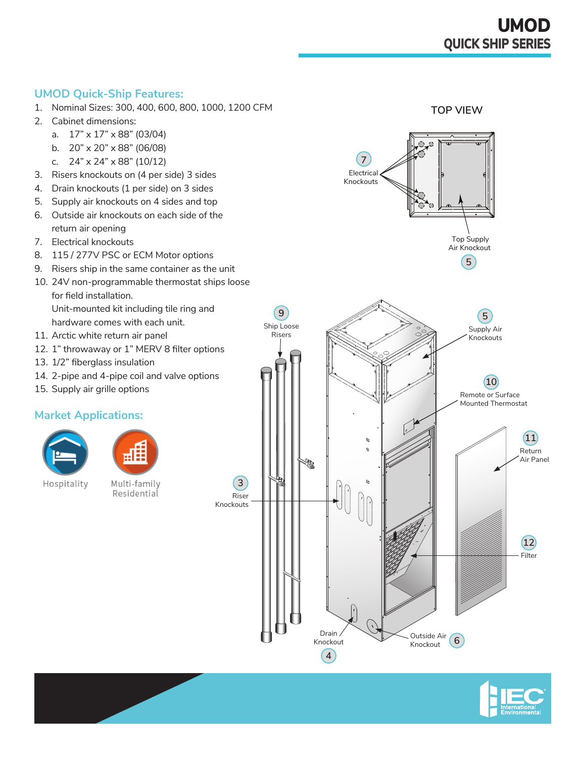# UMOD

## QUICK SHIP SERIES

### UMOD Quick-Ship Features:

1. Nominal Sizes: 300, 400, 600, 800, 1000, 1200 CFM
2. Cabinet dimensions:
   a. 17” x 17” x 88” (03/04)
   b. 20” x 20” x 88” (06/08)
   c. 24” x 24” x 88” (10/12)
3. Risers knockouts on (4 per side) 3 sides
4. Drain knockouts (1 per side) on 3 sides
5. Supply air knockouts on 4 sides and top
6. Outside air knockouts on each side of the return air opening
7. Electrical knockouts
8. 115 / 277V PSC or ECM Motor options
9. Risers ship in the same container as the unit
10. 24V non-programmable thermostat ships loose for field installation.
    Unit-mounted kit including tile ring and hardware comes with each unit.
11. Arctic white return air panel
12. 1” throwaway or 1” MERV 8 filter options
13. 1/2” fiberglass insulation
14. 2-pipe and 4-pipe coil and valve options
15. Supply air grille options

### Market Applications:

Hospitality

Multi-family Residential

TOP VIEW

7 Electrical Knockouts

Top Supply Air Knockout 5

9 Ship Loose Risers

5 Supply Air Knockouts

10 Remote or Surface Mounted Thermostat

11 Return Air Panel

3 Riser Knockouts

12 Filter

Drain Knockout 4

Outside Air Knockout 6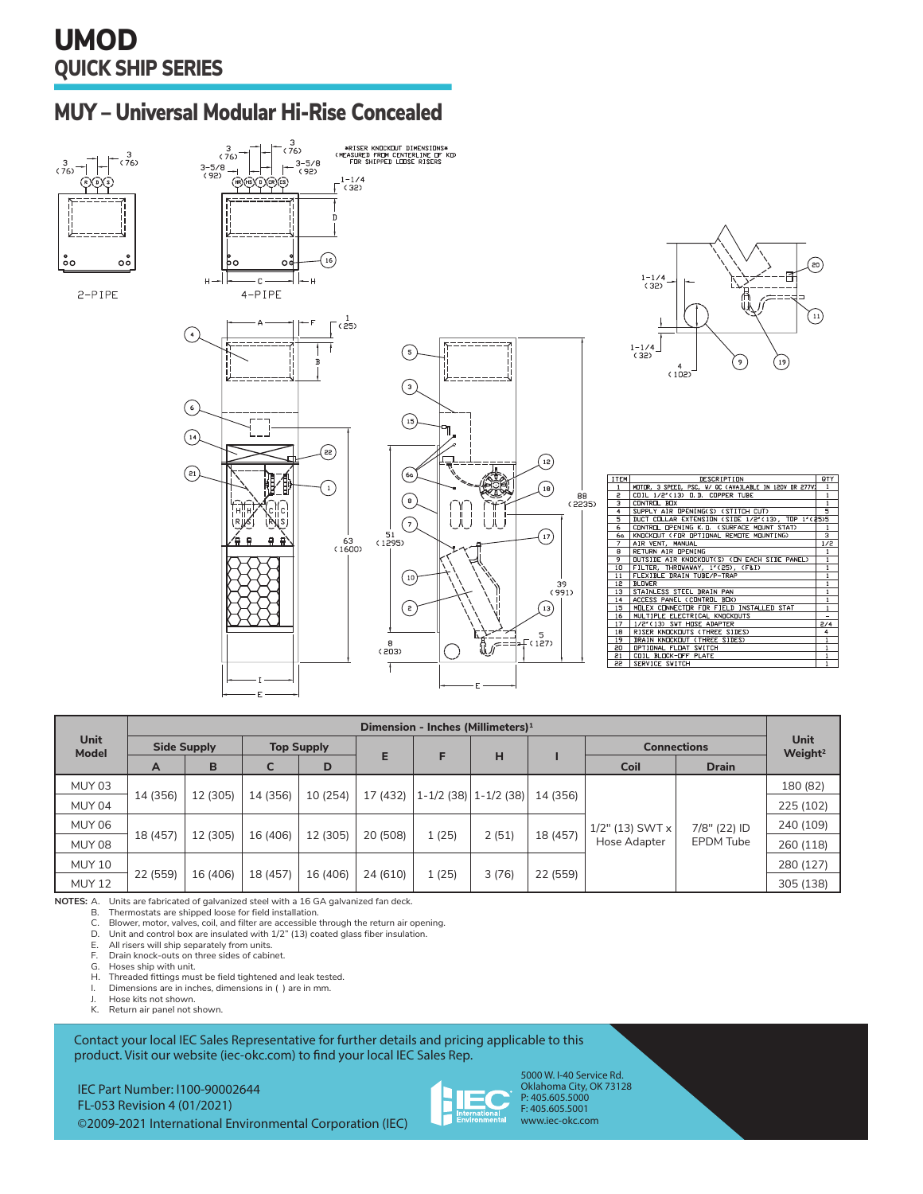# UMOD

## QUICK SHIP SERIES

## MUY – Universal Modular Hi-Rise Concealed

2-PIPE

4-PIPE

*RISER KNOCKOUT DIMENSIONS*
(MEASURED FROM CENTERLINE OF KO)
FOR SHIPPED LOOSE RISERS

| ITEM | DESCRIPTION | QTY |
|---|---|---|
| 1 | MOTOR, 3 SPEED, PSC, W/ QC (AVAILABLE IN 120V OR 277V) | 1 |
| 2 | COIL 1/2"(13) O.D. COPPER TUBE | 1 |
| 3 | CONTROL BOX | 1 |
| 4 | SUPPLY AIR OPENING(S) (STITCH CUT) | 5 |
| 5 | DUCT COLLAR EXTENSION (SIDE 1/2"(13), TOP 1"(25)) | 5 |
| 6 | CONTROL OPENING K.O. (SURFACE MOUNT STAT) | 1 |
| 6a | KNOCKOUT (FOR OPTIONAL REMOTE MOUNTING) | 3 |
| 7 | AIR VENT, MANUAL | 1/2 |
| 8 | RETURN AIR OPENING | 1 |
| 9 | OUTSIDE AIR KNOCKOUT(S) (ON EACH SIDE PANEL) | 1 |
| 10 | FILTER, THROWAWAY, 1"(25), (F&I) | 1 |
| 11 | FLEXIBLE DRAIN TUBE/P-TRAP | 1 |
| 12 | BLOWER | 1 |
| 13 | STAINLESS STEEL DRAIN PAN | 1 |
| 14 | ACCESS PANEL (CONTROL BOX) | 1 |
| 15 | MOLEX CONNECTOR FOR FIELD INSTALLED STAT | 1 |
| 16 | MULTIPLE ELECTRICAL KNOCKOUTS | – |
| 17 | 1/2"(13) SWT HOSE ADAPTER | 2/4 |
| 18 | RISER KNOCKOUTS (THREE SIDES) | 4 |
| 19 | DRAIN KNOCKOUT (THREE SIDES) | 1 |
| 20 | OPTIONAL FLOAT SWITCH | 1 |
| 21 | COIL BLOCK-OFF PLATE | 1 |
| 22 | SERVICE SWITCH | 1 |

| Unit Model | Dimension - Inches (Millimeters)[1] | | | | | | | | | | Unit Weight[2] |
|---|---|---|---|---|---|---|---|---|---|---|---|
| | Side Supply | | Top Supply | | E | F | H | I | Connections | | |
| | A | B | C | D | | | | | Coil | Drain | |
| MUY 03 | 14 (356) | 12 (305) | 14 (356) | 10 (254) | 17 (432) | 1-1/2 (38) | 1-1/2 (38) | 14 (356) | 1/2" (13) SWT x Hose Adapter | 7/8" (22) ID EPDM Tube | 180 (82) |
| MUY 04 | | | | | | | | | | | 225 (102) |
| MUY 06 | 18 (457) | 12 (305) | 16 (406) | 12 (305) | 20 (508) | 1 (25) | 2 (51) | 18 (457) | | | 240 (109) |
| MUY 08 | | | | | | | | | | | 260 (118) |
| MUY 10 | 22 (559) | 16 (406) | 18 (457) | 16 (406) | 24 (610) | 1 (25) | 3 (76) | 22 (559) | | | 280 (127) |
| MUY 12 | | | | | | | | | | | 305 (138) |

**NOTES:**
- A. Units are fabricated of galvanized steel with a 16 GA galvanized fan deck.
- B. Thermostats are shipped loose for field installation.
- C. Blower, motor, valves, coil, and filter are accessible through the return air opening.
- D. Unit and control box are insulated with 1/2" (13) coated glass fiber insulation.
- E. All risers will ship separately from units.
- F. Drain knock-outs on three sides of cabinet.
- G. Hoses ship with unit.
- H. Threaded fittings must be field tightened and leak tested.
- I. Dimensions are in inches, dimensions in ( ) are in mm.
- J. Hose kits not shown.
- K. Return air panel not shown.

Contact your local IEC Sales Representative for further details and pricing applicable to this product. Visit our website (iec-okc.com) to find your local IEC Sales Rep.

IEC Part Number: I100-90002644
FL-053 Revision 4 (01/2021)
©2009-2021 International Environmental Corporation (IEC)

5000 W. I-40 Service Rd.
Oklahoma City, OK 73128
P: 405.605.5000
F: 405.605.5001
www.iec-okc.com